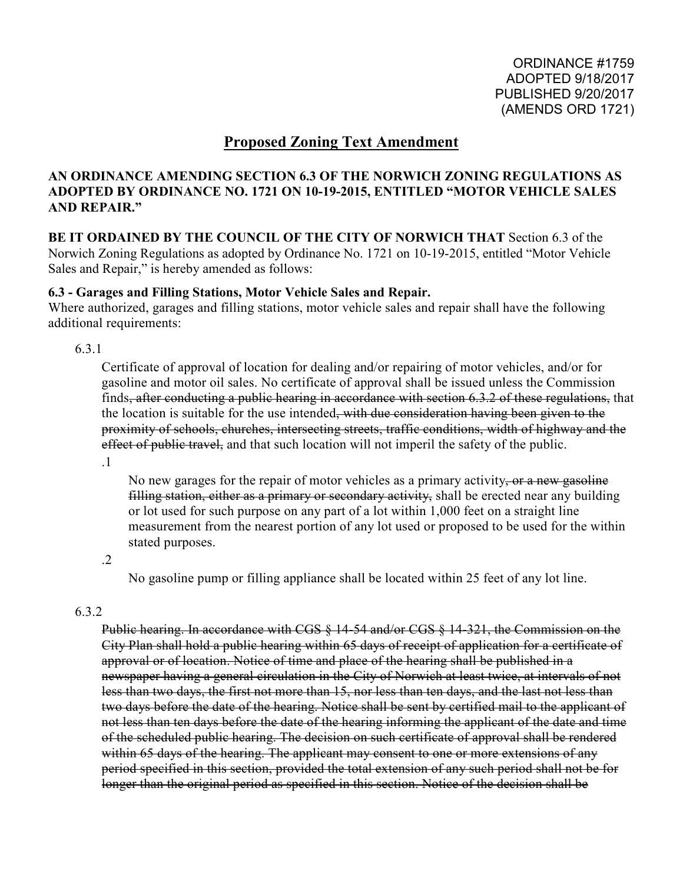ORDINANCE #1759
ADOPTED 9/18/2017
PUBLISHED 9/20/2017
(AMENDS ORD 1721)

## Proposed Zoning Text Amendment

**AN ORDINANCE AMENDING SECTION 6.3 OF THE NORWICH ZONING REGULATIONS AS ADOPTED BY ORDINANCE NO. 1721 ON 10-19-2015, ENTITLED "MOTOR VEHICLE SALES AND REPAIR."**

**BE IT ORDAINED BY THE COUNCIL OF THE CITY OF NORWICH THAT** Section 6.3 of the Norwich Zoning Regulations as adopted by Ordinance No. 1721 on 10-19-2015, entitled "Motor Vehicle Sales and Repair," is hereby amended as follows:

**6.3 - Garages and Filling Stations, Motor Vehicle Sales and Repair.**
Where authorized, garages and filling stations, motor vehicle sales and repair shall have the following additional requirements:

6.3.1

Certificate of approval of location for dealing and/or repairing of motor vehicles, and/or for gasoline and motor oil sales. No certificate of approval shall be issued unless the Commission finds~~, after conducting a public hearing in accordance with section 6.3.2 of these regulations,~~ that the location is suitable for the use intended~~, with due consideration having been given to the proximity of schools, churches, intersecting streets, traffic conditions, width of highway and the effect of public travel,~~ and that such location will not imperil the safety of the public.

.1

No new garages for the repair of motor vehicles as a primary activity~~, or a new gasoline filling station, either as a primary or secondary activity,~~ shall be erected near any building or lot used for such purpose on any part of a lot within 1,000 feet on a straight line measurement from the nearest portion of any lot used or proposed to be used for the within stated purposes.

.2

No gasoline pump or filling appliance shall be located within 25 feet of any lot line.

6.3.2

~~Public hearing. In accordance with CGS § 14-54 and/or CGS § 14-321, the Commission on the City Plan shall hold a public hearing within 65 days of receipt of application for a certificate of approval or of location. Notice of time and place of the hearing shall be published in a newspaper having a general circulation in the City of Norwich at least twice, at intervals of not less than two days, the first not more than 15, nor less than ten days, and the last not less than two days before the date of the hearing. Notice shall be sent by certified mail to the applicant of not less than ten days before the date of the hearing informing the applicant of the date and time of the scheduled public hearing. The decision on such certificate of approval shall be rendered within 65 days of the hearing. The applicant may consent to one or more extensions of any period specified in this section, provided the total extension of any such period shall not be for longer than the original period as specified in this section. Notice of the decision shall be~~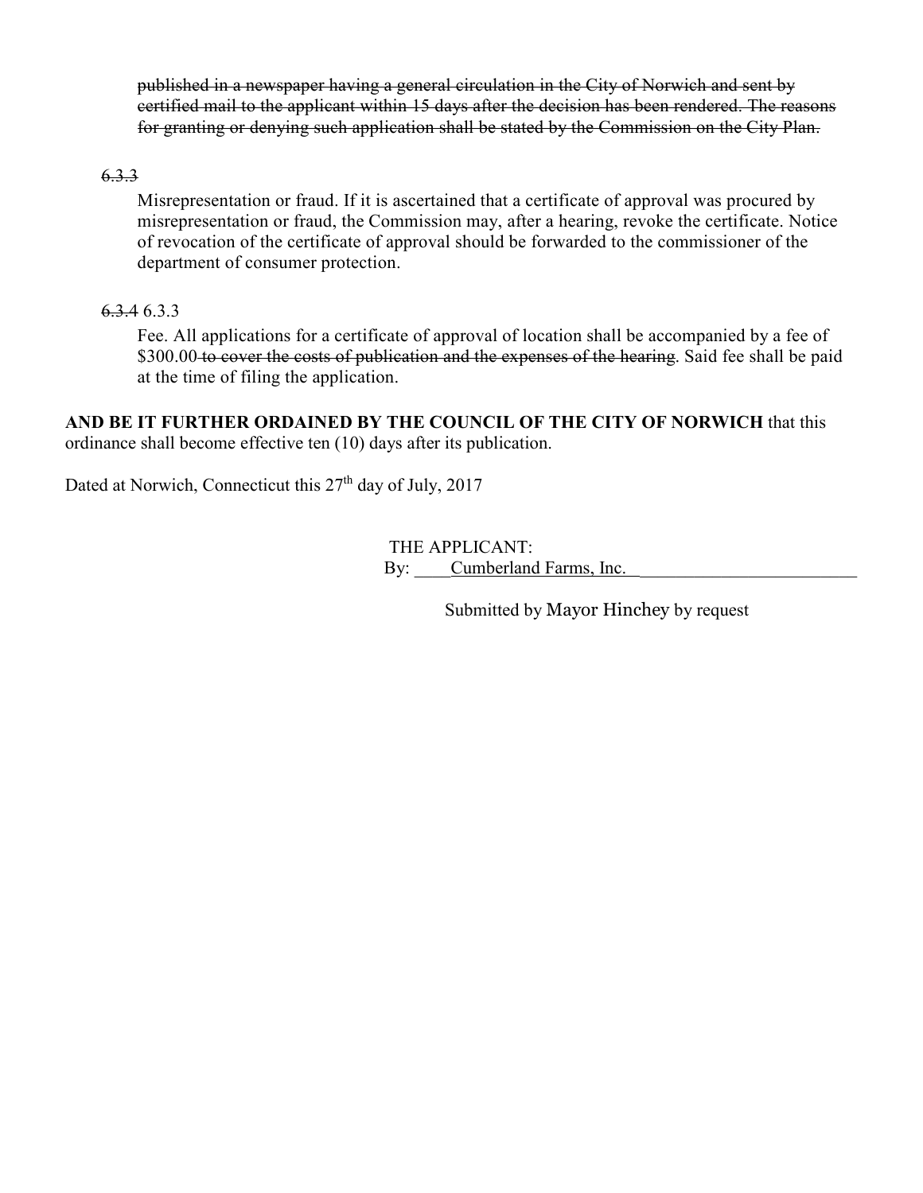~~published in a newspaper having a general circulation in the City of Norwich and sent by certified mail to the applicant within 15 days after the decision has been rendered. The reasons for granting or denying such application shall be stated by the Commission on the City Plan.~~

~~6.3.3~~

Misrepresentation or fraud. If it is ascertained that a certificate of approval was procured by misrepresentation or fraud, the Commission may, after a hearing, revoke the certificate. Notice of revocation of the certificate of approval should be forwarded to the commissioner of the department of consumer protection.

~~6.3.4~~ 6.3.3

Fee. All applications for a certificate of approval of location shall be accompanied by a fee of $300.00~~ to cover the costs of publication and the expenses of the hearing~~. Said fee shall be paid at the time of filing the application.

**AND BE IT FURTHER ORDAINED BY THE COUNCIL OF THE CITY OF NORWICH** that this ordinance shall become effective ten (10) days after its publication.

Dated at Norwich, Connecticut this 27th day of July, 2017

THE APPLICANT:
By: ____Cumberland Farms, Inc.________________________

Submitted by Mayor Hinchey by request